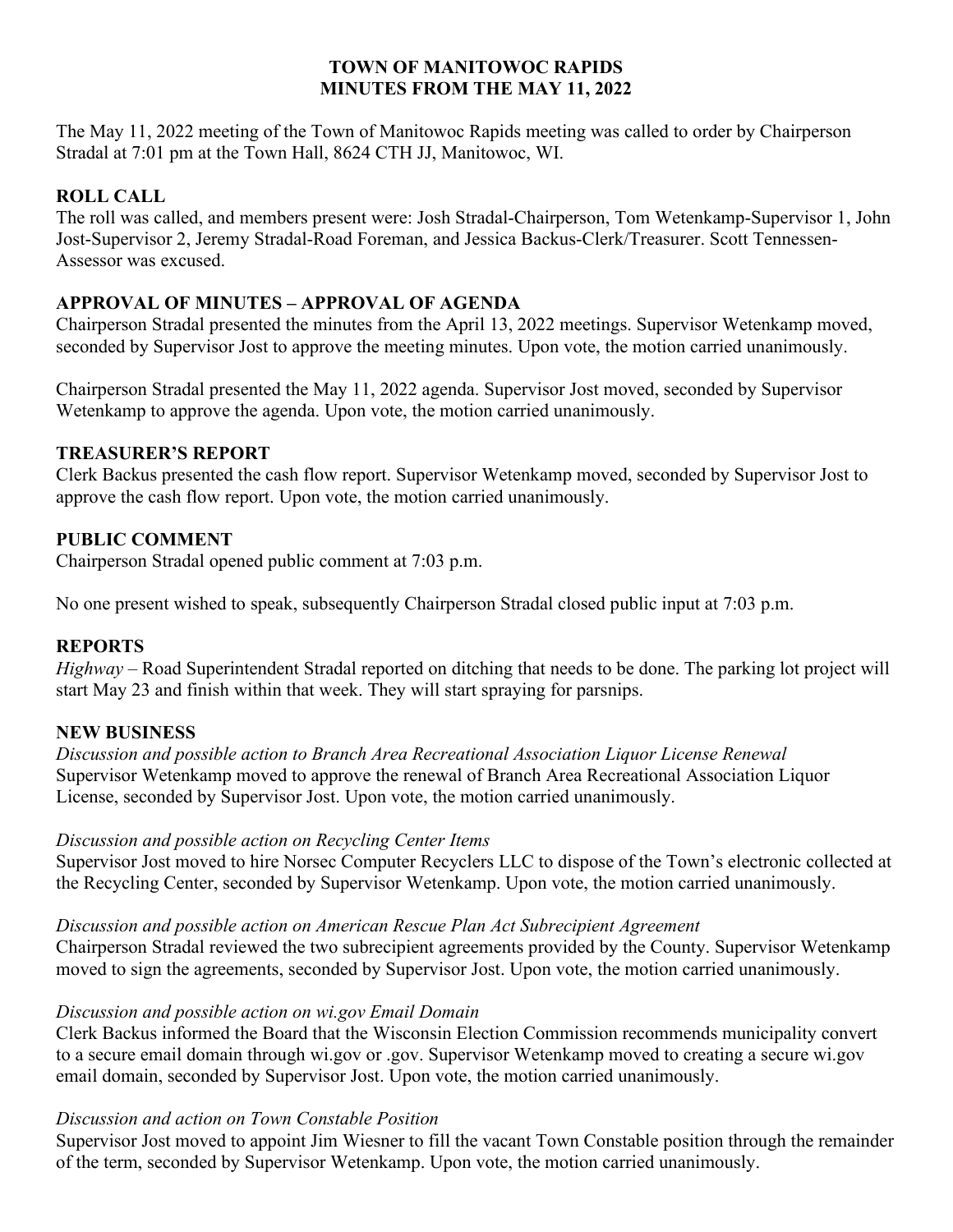# TOWN OF MANITOWOC RAPIDS
# MINUTES FROM THE MAY 11, 2022

The May 11, 2022 meeting of the Town of Manitowoc Rapids meeting was called to order by Chairperson Stradal at 7:01 pm at the Town Hall, 8624 CTH JJ, Manitowoc, WI.

## ROLL CALL

The roll was called, and members present were: Josh Stradal-Chairperson, Tom Wetenkamp-Supervisor 1, John Jost-Supervisor 2, Jeremy Stradal-Road Foreman, and Jessica Backus-Clerk/Treasurer. Scott Tennessen-Assessor was excused.

## APPROVAL OF MINUTES – APPROVAL OF AGENDA

Chairperson Stradal presented the minutes from the April 13, 2022 meetings. Supervisor Wetenkamp moved, seconded by Supervisor Jost to approve the meeting minutes. Upon vote, the motion carried unanimously.

Chairperson Stradal presented the May 11, 2022 agenda. Supervisor Jost moved, seconded by Supervisor Wetenkamp to approve the agenda. Upon vote, the motion carried unanimously.

## TREASURER'S REPORT

Clerk Backus presented the cash flow report. Supervisor Wetenkamp moved, seconded by Supervisor Jost to approve the cash flow report. Upon vote, the motion carried unanimously.

## PUBLIC COMMENT

Chairperson Stradal opened public comment at 7:03 p.m.

No one present wished to speak, subsequently Chairperson Stradal closed public input at 7:03 p.m.

## REPORTS

*Highway* – Road Superintendent Stradal reported on ditching that needs to be done. The parking lot project will start May 23 and finish within that week. They will start spraying for parsnips.

## NEW BUSINESS

*Discussion and possible action to Branch Area Recreational Association Liquor License Renewal*

Supervisor Wetenkamp moved to approve the renewal of Branch Area Recreational Association Liquor License, seconded by Supervisor Jost. Upon vote, the motion carried unanimously.

*Discussion and possible action on Recycling Center Items*

Supervisor Jost moved to hire Norsec Computer Recyclers LLC to dispose of the Town's electronic collected at the Recycling Center, seconded by Supervisor Wetenkamp. Upon vote, the motion carried unanimously.

*Discussion and possible action on American Rescue Plan Act Subrecipient Agreement*

Chairperson Stradal reviewed the two subrecipient agreements provided by the County. Supervisor Wetenkamp moved to sign the agreements, seconded by Supervisor Jost. Upon vote, the motion carried unanimously.

*Discussion and possible action on wi.gov Email Domain*

Clerk Backus informed the Board that the Wisconsin Election Commission recommends municipality convert to a secure email domain through wi.gov or .gov. Supervisor Wetenkamp moved to creating a secure wi.gov email domain, seconded by Supervisor Jost. Upon vote, the motion carried unanimously.

*Discussion and action on Town Constable Position*

Supervisor Jost moved to appoint Jim Wiesner to fill the vacant Town Constable position through the remainder of the term, seconded by Supervisor Wetenkamp. Upon vote, the motion carried unanimously.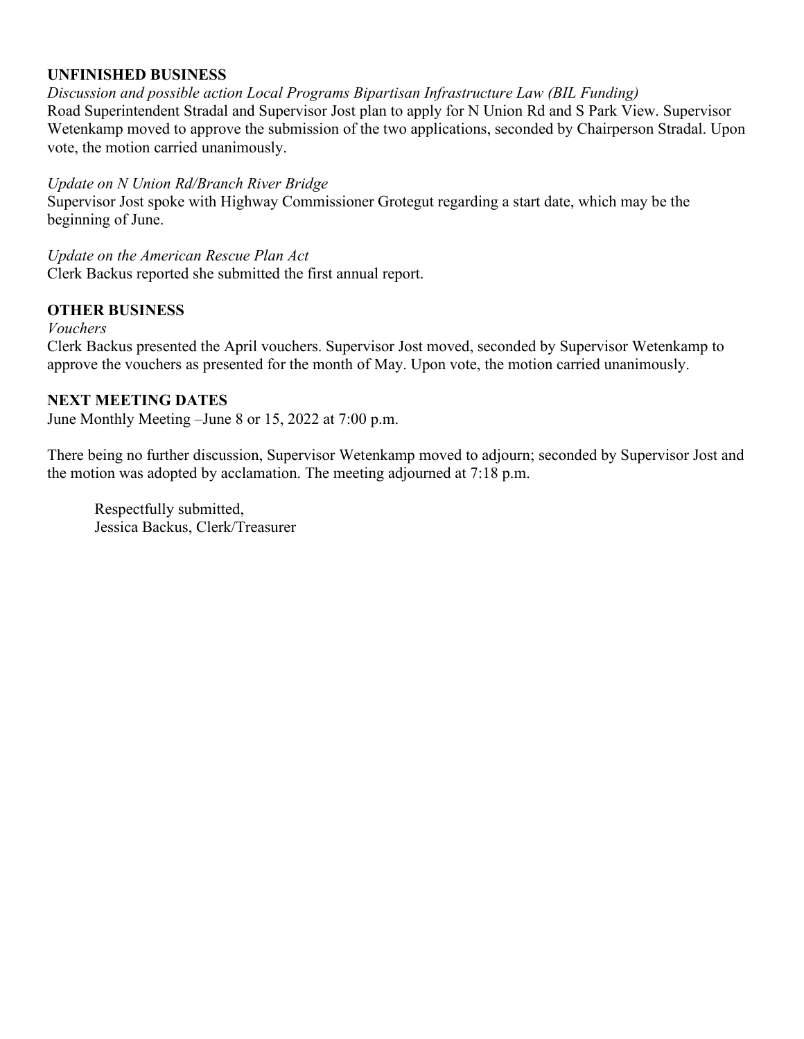## UNFINISHED BUSINESS

*Discussion and possible action Local Programs Bipartisan Infrastructure Law (BIL Funding)*
Road Superintendent Stradal and Supervisor Jost plan to apply for N Union Rd and S Park View. Supervisor Wetenkamp moved to approve the submission of the two applications, seconded by Chairperson Stradal. Upon vote, the motion carried unanimously.

*Update on N Union Rd/Branch River Bridge*
Supervisor Jost spoke with Highway Commissioner Grotegut regarding a start date, which may be the beginning of June.

*Update on the American Rescue Plan Act*
Clerk Backus reported she submitted the first annual report.

## OTHER BUSINESS

*Vouchers*
Clerk Backus presented the April vouchers. Supervisor Jost moved, seconded by Supervisor Wetenkamp to approve the vouchers as presented for the month of May. Upon vote, the motion carried unanimously.

## NEXT MEETING DATES

June Monthly Meeting –June 8 or 15, 2022 at 7:00 p.m.

There being no further discussion, Supervisor Wetenkamp moved to adjourn; seconded by Supervisor Jost and the motion was adopted by acclamation. The meeting adjourned at 7:18 p.m.

Respectfully submitted,
Jessica Backus, Clerk/Treasurer